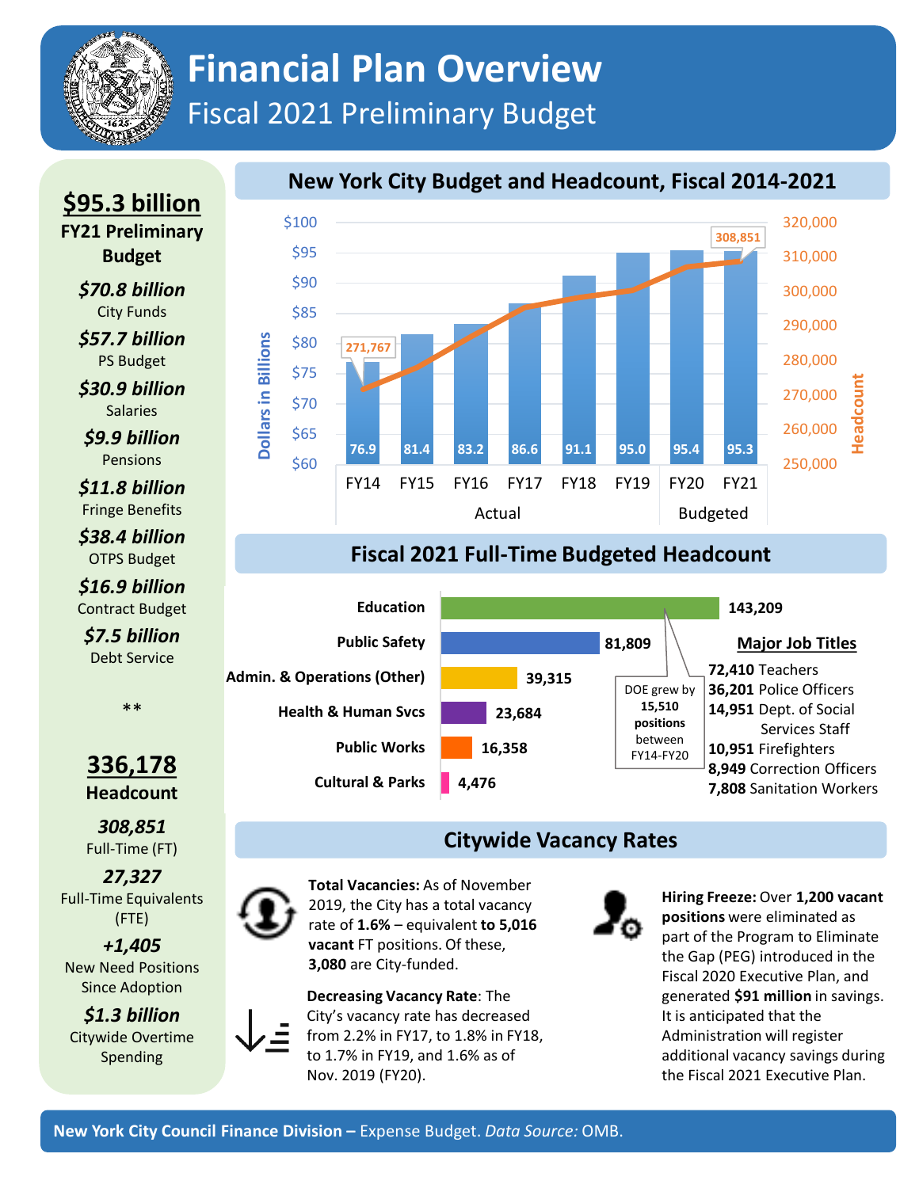# Financial Plan Overview

## Fiscal 2021 Preliminary Budget

**$95.3 billion**
**FY21 Preliminary Budget**

***$70.8 billion***
City Funds

***$57.7 billion***
PS Budget

***$30.9 billion***
Salaries

***$9.9 billion***
Pensions

***$11.8 billion***
Fringe Benefits

***$38.4 billion***
OTPS Budget

***$16.9 billion***
Contract Budget

***$7.5 billion***
Debt Service

**

**336,178**
**Headcount**

***308,851***
Full-Time (FT)

***27,327***
Full-Time Equivalents (FTE)

***+1,405***
New Need Positions Since Adoption

***$1.3 billion***
Citywide Overtime Spending

## New York City Budget and Headcount, Fiscal 2014-2021

| Fiscal Year | Budget (Dollars in Billions) | Status |
|---|---|---|
| FY14 | 76.9 | Actual |
| FY15 | 81.4 | Actual |
| FY16 | 83.2 | Actual |
| FY17 | 86.6 | Actual |
| FY18 | 91.1 | Actual |
| FY19 | 95.0 | Actual |
| FY20 | 95.4 | Budgeted |
| FY21 | 95.3 | Budgeted |

Headcount: 271,767 (FY14); 308,851 (FY21)

## Fiscal 2021 Full-Time Budgeted Headcount

| Category | Headcount |
|---|---|
| Education | 143,209 |
| Public Safety | 81,809 |
| Admin. & Operations (Other) | 39,315 |
| Health & Human Svcs | 23,684 |
| Public Works | 16,358 |
| Cultural & Parks | 4,476 |

DOE grew by **15,510 positions** between FY14-FY20

**Major Job Titles**

- **72,410** Teachers
- **36,201** Police Officers
- **14,951** Dept. of Social Services Staff
- **10,951** Firefighters
- **8,949** Correction Officers
- **7,808** Sanitation Workers

## Citywide Vacancy Rates

**Total Vacancies:** As of November 2019, the City has a total vacancy rate of **1.6%** – equivalent **to 5,016 vacant** FT positions. Of these, **3,080** are City-funded.

**Decreasing Vacancy Rate**: The City's vacancy rate has decreased from 2.2% in FY17, to 1.8% in FY18, to 1.7% in FY19, and 1.6% as of Nov. 2019 (FY20).

**Hiring Freeze:** Over **1,200 vacant positions** were eliminated as part of the Program to Eliminate the Gap (PEG) introduced in the Fiscal 2020 Executive Plan, and generated **$91 million** in savings. It is anticipated that the Administration will register additional vacancy savings during the Fiscal 2021 Executive Plan.

**New York City Council Finance Division –** Expense Budget. *Data Source:* OMB.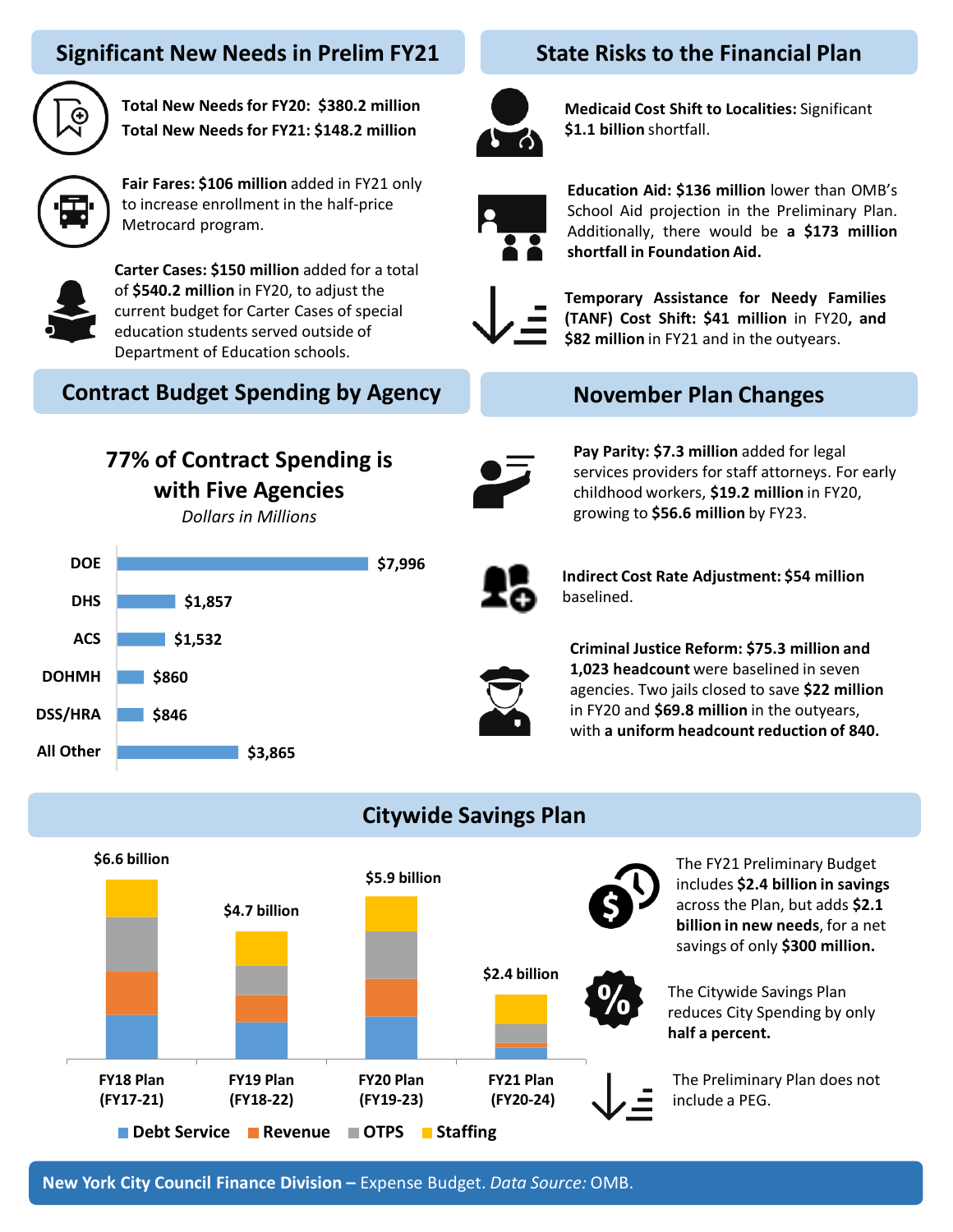## Significant New Needs in Prelim FY21

**Total New Needs for FY20: $380.2 million**
**Total New Needs for FY21: $148.2 million**

**Fair Fares: $106 million** added in FY21 only to increase enrollment in the half-price Metrocard program.

**Carter Cases: $150 million** added for a total of **$540.2 million** in FY20, to adjust the current budget for Carter Cases of special education students served outside of Department of Education schools.

## State Risks to the Financial Plan

**Medicaid Cost Shift to Localities:** Significant **$1.1 billion** shortfall.

**Education Aid: $136 million** lower than OMB's School Aid projection in the Preliminary Plan. Additionally, there would be **a $173 million shortfall in Foundation Aid.**

**Temporary Assistance for Needy Families (TANF) Cost Shift: $41 million** in FY20**, and $82 million** in FY21 and in the outyears.

## Contract Budget Spending by Agency

**77% of Contract Spending is with Five Agencies**

*Dollars in Millions*

DOE $7,996
DHS $1,857
ACS $1,532
DOHMH $860
DSS/HRA $846
All Other $3,865

## November Plan Changes

**Pay Parity: $7.3 million** added for legal services providers for staff attorneys. For early childhood workers, **$19.2 million** in FY20, growing to **$56.6 million** by FY23.

**Indirect Cost Rate Adjustment: $54 million** baselined.

**Criminal Justice Reform: $75.3 million and 1,023 headcount** were baselined in seven agencies. Two jails closed to save **$22 million** in FY20 and **$69.8 million** in the outyears, with **a uniform headcount reduction of 840.**

## Citywide Savings Plan

$6.6 billion
$4.7 billion
$5.9 billion
$2.4 billion

FY18 Plan (FY17-21)
FY19 Plan (FY18-22)
FY20 Plan (FY19-23)
FY21 Plan (FY20-24)

Debt Service, Revenue, OTPS, Staffing

The FY21 Preliminary Budget includes **$2.4 billion in savings** across the Plan, but adds **$2.1 billion in new needs**, for a net savings of only **$300 million.**

The Citywide Savings Plan reduces City Spending by only **half a percent.**

The Preliminary Plan does not include a PEG.

**New York City Council Finance Division –** Expense Budget. *Data Source:* OMB.